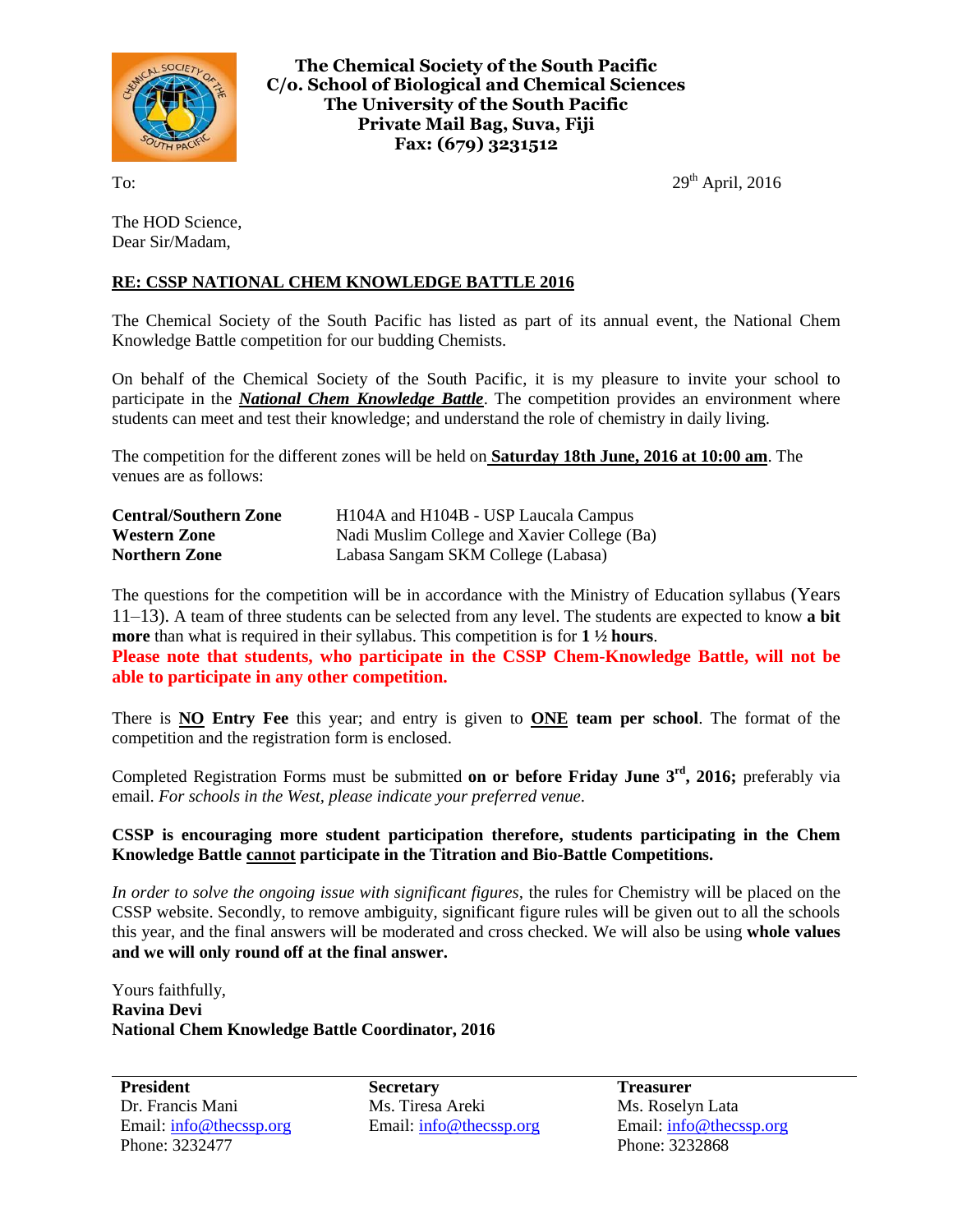**The Chemical Society of the South Pacific**
**C/o. School of Biological and Chemical Sciences**
**The University of the South Pacific**
**Private Mail Bag, Suva, Fiji**
**Fax: (679) 3231512**

To: 29th April, 2016

The HOD Science,
Dear Sir/Madam,

**RE: CSSP NATIONAL CHEM KNOWLEDGE BATTLE 2016**

The Chemical Society of the South Pacific has listed as part of its annual event, the National Chem Knowledge Battle competition for our budding Chemists.

On behalf of the Chemical Society of the South Pacific, it is my pleasure to invite your school to participate in the ***National Chem Knowledge Battle***. The competition provides an environment where students can meet and test their knowledge; and understand the role of chemistry in daily living.

The competition for the different zones will be held on **Saturday 18th June, 2016 at 10:00 am**. The venues are as follows:

| | |
|---|---|
| **Central/Southern Zone** | H104A and H104B - USP Laucala Campus |
| **Western Zone** | Nadi Muslim College and Xavier College (Ba) |
| **Northern Zone** | Labasa Sangam SKM College (Labasa) |

The questions for the competition will be in accordance with the Ministry of Education syllabus (Years 11–13). A team of three students can be selected from any level. The students are expected to know **a bit more** than what is required in their syllabus. This competition is for **1 ½ hours**.
**Please note that students, who participate in the CSSP Chem-Knowledge Battle, will not be able to participate in any other competition.**

There is **NO Entry Fee** this year; and entry is given to **ONE team per school**. The format of the competition and the registration form is enclosed.

Completed Registration Forms must be submitted **on or before Friday June 3rd, 2016;** preferably via email. *For schools in the West, please indicate your preferred venue*.

**CSSP is encouraging more student participation therefore, students participating in the Chem Knowledge Battle cannot participate in the Titration and Bio-Battle Competitions.**

*In order to solve the ongoing issue with significant figures*, the rules for Chemistry will be placed on the CSSP website. Secondly, to remove ambiguity, significant figure rules will be given out to all the schools this year, and the final answers will be moderated and cross checked. We will also be using **whole values and we will only round off at the final answer.**

Yours faithfully,
**Ravina Devi**
**National Chem Knowledge Battle Coordinator, 2016**

| **President** | **Secretary** | **Treasurer** |
|---|---|---|
| Dr. Francis Mani | Ms. Tiresa Areki | Ms. Roselyn Lata |
| Email: info@thecssp.org | Email: info@thecssp.org | Email: info@thecssp.org |
| Phone: 3232477 | | Phone: 3232868 |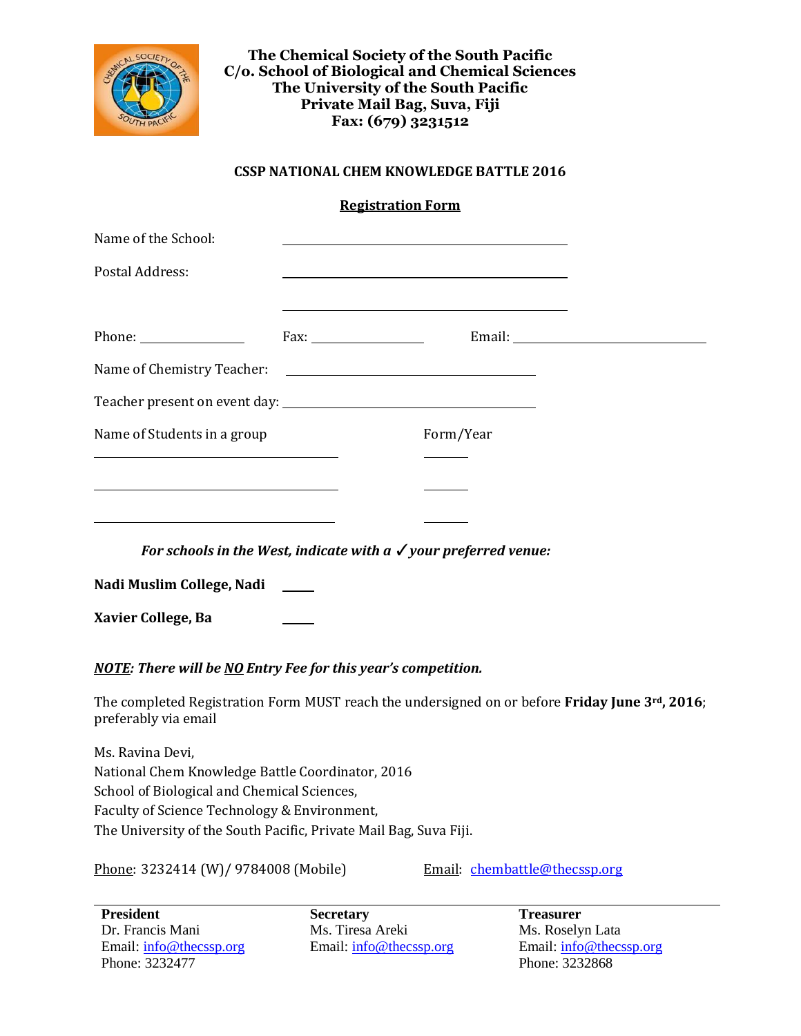**The Chemical Society of the South Pacific**
**C/o. School of Biological and Chemical Sciences**
**The University of the South Pacific**
**Private Mail Bag, Suva, Fiji**
**Fax: (679) 3231512**

## CSSP NATIONAL CHEM KNOWLEDGE BATTLE 2016

### Registration Form

Name of the School: ______________________________

Postal Address: ______________________________

______________________________

Phone: ____________ Fax: ____________ Email: ______________________

Name of Chemistry Teacher: ______________________________

Teacher present on event day: ______________________________

| Name of Students in a group | Form/Year |
|---|---|
| ______________________ | _____ |
| ______________________ | _____ |
| ______________________ | _____ |

***For schools in the West, indicate with a ✓ your preferred venue:***

**Nadi Muslim College, Nadi** _____

**Xavier College, Ba** _____

***NOTE: There will be NO Entry Fee for this year's competition.***

The completed Registration Form MUST reach the undersigned on or before **Friday June 3rd, 2016**; preferably via email

Ms. Ravina Devi,
National Chem Knowledge Battle Coordinator, 2016
School of Biological and Chemical Sciences,
Faculty of Science Technology & Environment,
The University of the South Pacific, Private Mail Bag, Suva Fiji.

Phone: 3232414 (W)/ 9784008 (Mobile) Email: chembattle@thecssp.org

**President**
Dr. Francis Mani
Email: info@thecssp.org
Phone: 3232477

**Secretary**
Ms. Tiresa Areki
Email: info@thecssp.org

**Treasurer**
Ms. Roselyn Lata
Email: info@thecssp.org
Phone: 3232868